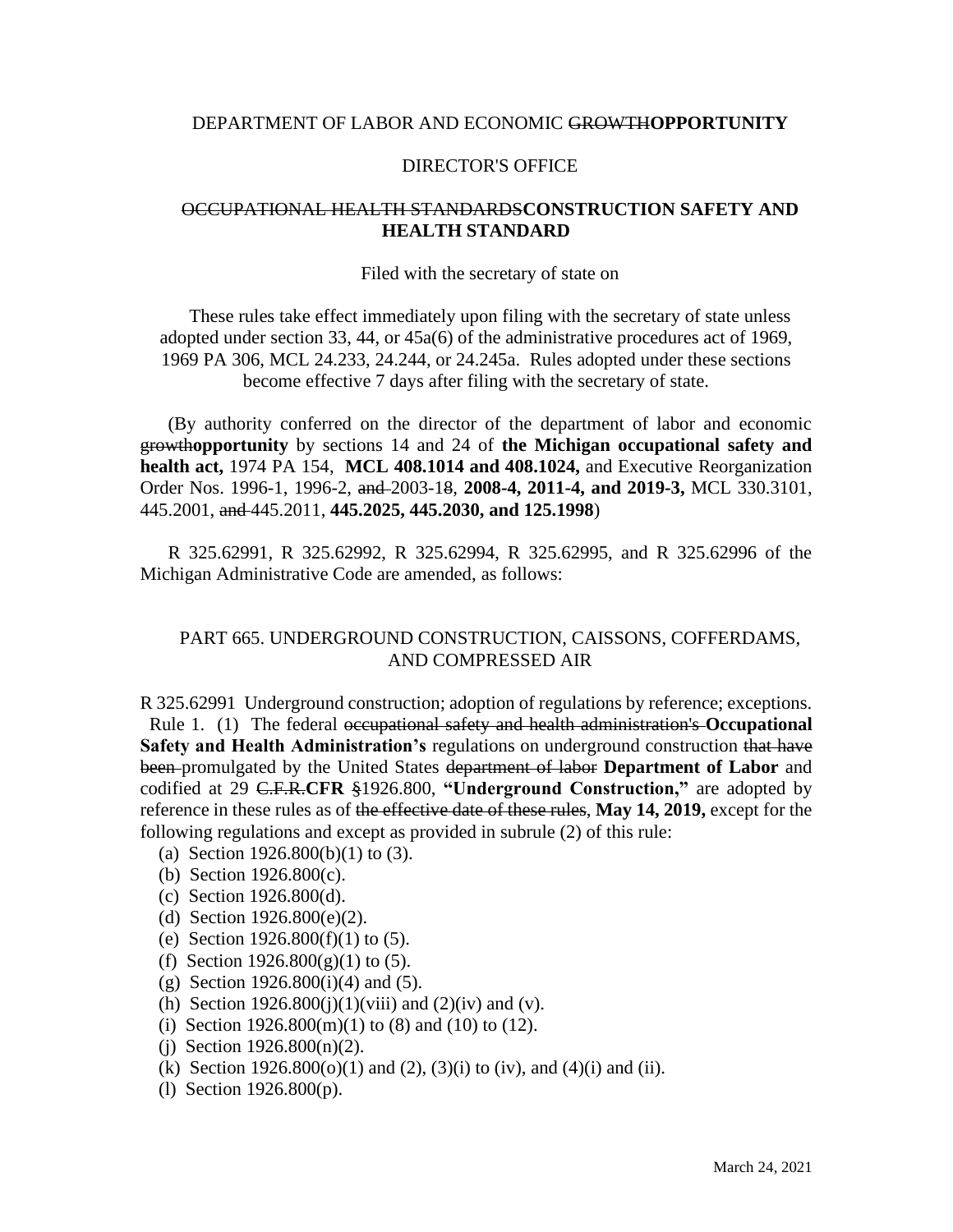DEPARTMENT OF LABOR AND ECONOMIC ~~GROWTH~~**OPPORTUNITY**

DIRECTOR'S OFFICE

~~OCCUPATIONAL HEALTH STANDARDS~~**CONSTRUCTION SAFETY AND HEALTH STANDARD**

Filed with the secretary of state on

These rules take effect immediately upon filing with the secretary of state unless adopted under section 33, 44, or 45a(6) of the administrative procedures act of 1969, 1969 PA 306, MCL 24.233, 24.244, or 24.245a. Rules adopted under these sections become effective 7 days after filing with the secretary of state.

(By authority conferred on the director of the department of labor and economic ~~growth~~**opportunity** by sections 14 and 24 of **the Michigan occupational safety and health act,** 1974 PA 154, **MCL 408.1014 and 408.1024,** and Executive Reorganization Order Nos. 1996-1, 1996-2, ~~and~~ 2003-18, **2008-4, 2011-4, and 2019-3,** MCL 330.3101, 445.2001, ~~and~~ 445.2011, **445.2025, 445.2030, and 125.1998**)

R 325.62991, R 325.62992, R 325.62994, R 325.62995, and R 325.62996 of the Michigan Administrative Code are amended, as follows:

PART 665. UNDERGROUND CONSTRUCTION, CAISSONS, COFFERDAMS, AND COMPRESSED AIR

R 325.62991 Underground construction; adoption of regulations by reference; exceptions.

Rule 1. (1) The federal ~~occupational safety and health administration's~~ **Occupational Safety and Health Administration's** regulations on underground construction ~~that have been~~ promulgated by the United States ~~department of labor~~ **Department of Labor** and codified at 29 ~~C.F.R.~~**CFR** ~~§~~1926.800, **"Underground Construction,"** are adopted by reference in these rules as of ~~the effective date of these rules~~, **May 14, 2019,** except for the following regulations and except as provided in subrule (2) of this rule:

(a) Section 1926.800(b)(1) to (3).

(b) Section 1926.800(c).

(c) Section 1926.800(d).

(d) Section 1926.800(e)(2).

(e) Section 1926.800(f)(1) to (5).

(f) Section 1926.800(g)(1) to (5).

(g) Section 1926.800(i)(4) and (5).

(h) Section 1926.800(j)(1)(viii) and (2)(iv) and (v).

(i) Section 1926.800(m)(1) to (8) and (10) to (12).

(j) Section 1926.800(n)(2).

(k) Section 1926.800(o)(1) and (2), (3)(i) to (iv), and (4)(i) and (ii).

(l) Section 1926.800(p).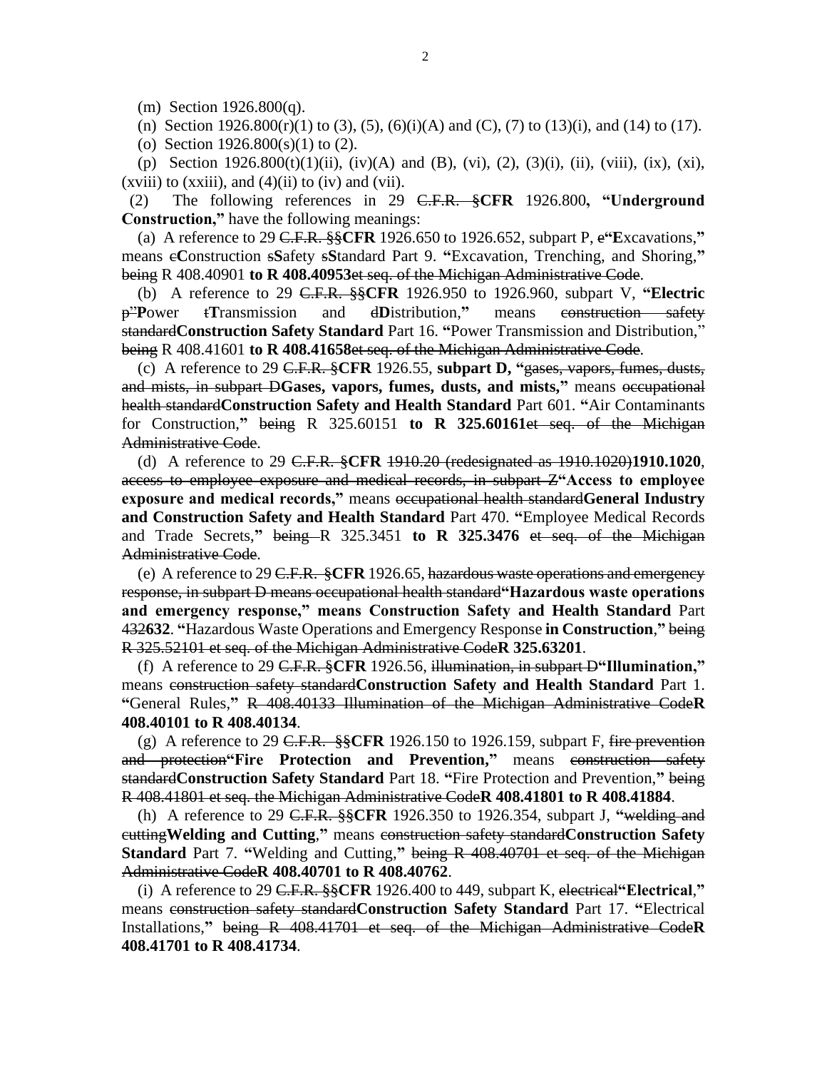(m) Section 1926.800(q).

(n) Section 1926.800(r)(1) to (3), (5), (6)(i)(A) and (C), (7) to (13)(i), and (14) to (17).

(o) Section 1926.800(s)(1) to (2).

(p) Section 1926.800(t)(1)(ii), (iv)(A) and (B), (vi), (2), (3)(i), (ii), (viii), (ix), (xi), (xviii) to (xxiii), and (4)(ii) to (iv) and (vii).

(2) The following references in 29 ~~C.F.R. §~~**CFR** 1926.800**, "Underground Construction,"** have the following meanings:

(a) A reference to 29 ~~C.F.R. §§~~**CFR** 1926.650 to 1926.652, subpart P, ~~e~~**"E**xcavations,**"** means ~~c~~**C**onstruction ~~s~~**S**afety ~~s~~**S**tandard Part 9. **"**Excavation, Trenching, and Shoring,**"** ~~being~~ R 408.40901 **to R 408.40953**~~et seq. of the Michigan Administrative Code~~.

(b) A reference to 29 ~~C.F.R. §§~~**CFR** 1926.950 to 1926.960, subpart V, **"Electric** ~~p"~~**P**ower ~~t~~**T**ransmission and ~~d~~**D**istribution,**"** means ~~construction safety standard~~**Construction Safety Standard** Part 16. **"**Power Transmission and Distribution," ~~being~~ R 408.41601 **to R 408.41658**~~et seq. of the Michigan Administrative Code~~.

(c) A reference to 29 ~~C.F.R. §~~**CFR** 1926.55, **subpart D, "**~~gases, vapors, fumes, dusts, and mists, in subpart D~~**Gases, vapors, fumes, dusts, and mists,"** means ~~occupational health standard~~**Construction Safety and Health Standard** Part 601. **"**Air Contaminants for Construction,**"** ~~being~~ R 325.60151 **to R 325.60161**~~et seq. of the Michigan Administrative Code~~.

(d) A reference to 29 ~~C.F.R. §~~**CFR** ~~1910.20 (redesignated as 1910.1020)~~**1910.1020**, ~~access to employee exposure and medical records, in subpart Z~~**"Access to employee exposure and medical records,"** means ~~occupational health standard~~**General Industry and Construction Safety and Health Standard** Part 470. **"**Employee Medical Records and Trade Secrets,**"** ~~being~~ R 325.3451 **to R 325.3476** ~~et seq. of the Michigan Administrative Code~~.

(e) A reference to 29 ~~C.F.R. §~~**CFR** 1926.65, ~~hazardous waste operations and emergency response, in subpart D means occupational health standard~~**"Hazardous waste operations and emergency response," means Construction Safety and Health Standard** Part ~~432~~**632**. **"**Hazardous Waste Operations and Emergency Response **in Construction**,**"** ~~being R 325.52101 et seq. of the Michigan Administrative Code~~**R 325.63201**.

(f) A reference to 29 ~~C.F.R. §~~**CFR** 1926.56, ~~illumination, in subpart D~~**"Illumination,"** means ~~construction safety standard~~**Construction Safety and Health Standard** Part 1. **"**General Rules,**"** ~~R 408.40133 Illumination of the Michigan Administrative Code~~**R 408.40101 to R 408.40134**.

(g) A reference to 29 ~~C.F.R. §§~~**CFR** 1926.150 to 1926.159, subpart F, ~~fire prevention and protection~~**"Fire Protection and Prevention,"** means ~~construction safety standard~~**Construction Safety Standard** Part 18. **"**Fire Protection and Prevention,**"** ~~being R 408.41801 et seq. the Michigan Administrative Code~~**R 408.41801 to R 408.41884**.

(h) A reference to 29 ~~C.F.R. §§~~**CFR** 1926.350 to 1926.354, subpart J, **"**~~welding and cutting~~**Welding and Cutting**,**"** means ~~construction safety standard~~**Construction Safety Standard** Part 7. **"**Welding and Cutting,**"** ~~being R 408.40701 et seq. of the Michigan Administrative Code~~**R 408.40701 to R 408.40762**.

(i) A reference to 29 ~~C.F.R. §§~~**CFR** 1926.400 to 449, subpart K, ~~electrical~~**"Electrical**,**"** means ~~construction safety standard~~**Construction Safety Standard** Part 17. **"**Electrical Installations,**"** ~~being R 408.41701 et seq. of the Michigan Administrative Code~~**R 408.41701 to R 408.41734**.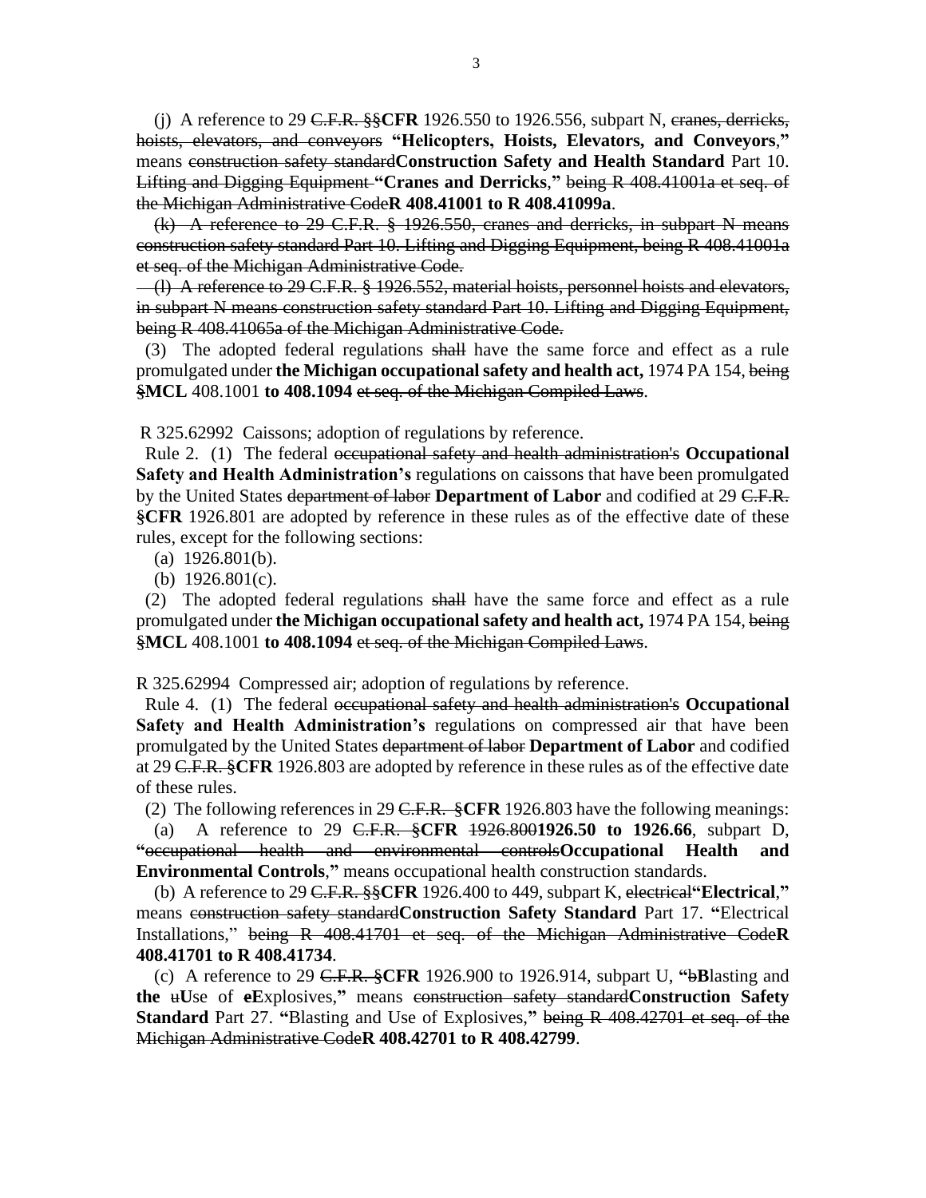(j) A reference to 29 ~~C.F.R. §§~~**CFR** 1926.550 to 1926.556, subpart N, ~~cranes, derricks, hoists, elevators, and conveyors~~ **"Helicopters, Hoists, Elevators, and Conveyors,"** means ~~construction safety standard~~**Construction Safety and Health Standard** Part 10. ~~Lifting and Digging Equipment~~ **"Cranes and Derricks,"** ~~being R 408.41001a et seq. of the Michigan Administrative Code~~**R 408.41001 to R 408.41099a**.

~~(k) A reference to 29 C.F.R. § 1926.550, cranes and derricks, in subpart N means construction safety standard Part 10. Lifting and Digging Equipment, being R 408.41001a et seq. of the Michigan Administrative Code.~~

~~(l) A reference to 29 C.F.R. § 1926.552, material hoists, personnel hoists and elevators, in subpart N means construction safety standard Part 10. Lifting and Digging Equipment, being R 408.41065a of the Michigan Administrative Code.~~

(3) The adopted federal regulations ~~shall~~ have the same force and effect as a rule promulgated under **the Michigan occupational safety and health act,** 1974 PA 154, ~~being §~~**MCL** 408.1001 **to 408.1094** ~~et seq. of the Michigan Compiled Laws~~.

R 325.62992 Caissons; adoption of regulations by reference.

Rule 2. (1) The federal ~~occupational safety and health administration's~~ **Occupational Safety and Health Administration's** regulations on caissons that have been promulgated by the United States ~~department of labor~~ **Department of Labor** and codified at 29 ~~C.F.R. §~~**CFR** 1926.801 are adopted by reference in these rules as of the effective date of these rules, except for the following sections:

(a) 1926.801(b).

(b) 1926.801(c).

(2) The adopted federal regulations ~~shall~~ have the same force and effect as a rule promulgated under **the Michigan occupational safety and health act,** 1974 PA 154, ~~being §~~**MCL** 408.1001 **to 408.1094** ~~et seq. of the Michigan Compiled Laws~~.

R 325.62994 Compressed air; adoption of regulations by reference.

Rule 4. (1) The federal ~~occupational safety and health administration's~~ **Occupational Safety and Health Administration's** regulations on compressed air that have been promulgated by the United States ~~department of labor~~ **Department of Labor** and codified at 29 ~~C.F.R. §~~**CFR** 1926.803 are adopted by reference in these rules as of the effective date of these rules.

(2) The following references in 29 ~~C.F.R. §~~**CFR** 1926.803 have the following meanings:

(a) A reference to 29 ~~C.F.R. §~~**CFR** ~~1926.800~~**1926.50 to 1926.66**, subpart D, **"**~~occupational health and environmental controls~~**Occupational Health and Environmental Controls,"** means occupational health construction standards.

(b) A reference to 29 ~~C.F.R. §§~~**CFR** 1926.400 to 449, subpart K, ~~electrical~~**"Electrical,"** means ~~construction safety standard~~**Construction Safety Standard** Part 17. **"**Electrical Installations," ~~being R 408.41701 et seq. of the Michigan Administrative Code~~**R 408.41701 to R 408.41734**.

(c) A reference to 29 ~~C.F.R. §~~**CFR** 1926.900 to 1926.914, subpart U, **"**~~b~~**B**lasting and **the** ~~u~~**U**se of ~~e~~**E**xplosives,**"** means ~~construction safety standard~~**Construction Safety Standard** Part 27. **"**Blasting and Use of Explosives,**"** ~~being R 408.42701 et seq. of the Michigan Administrative Code~~**R 408.42701 to R 408.42799**.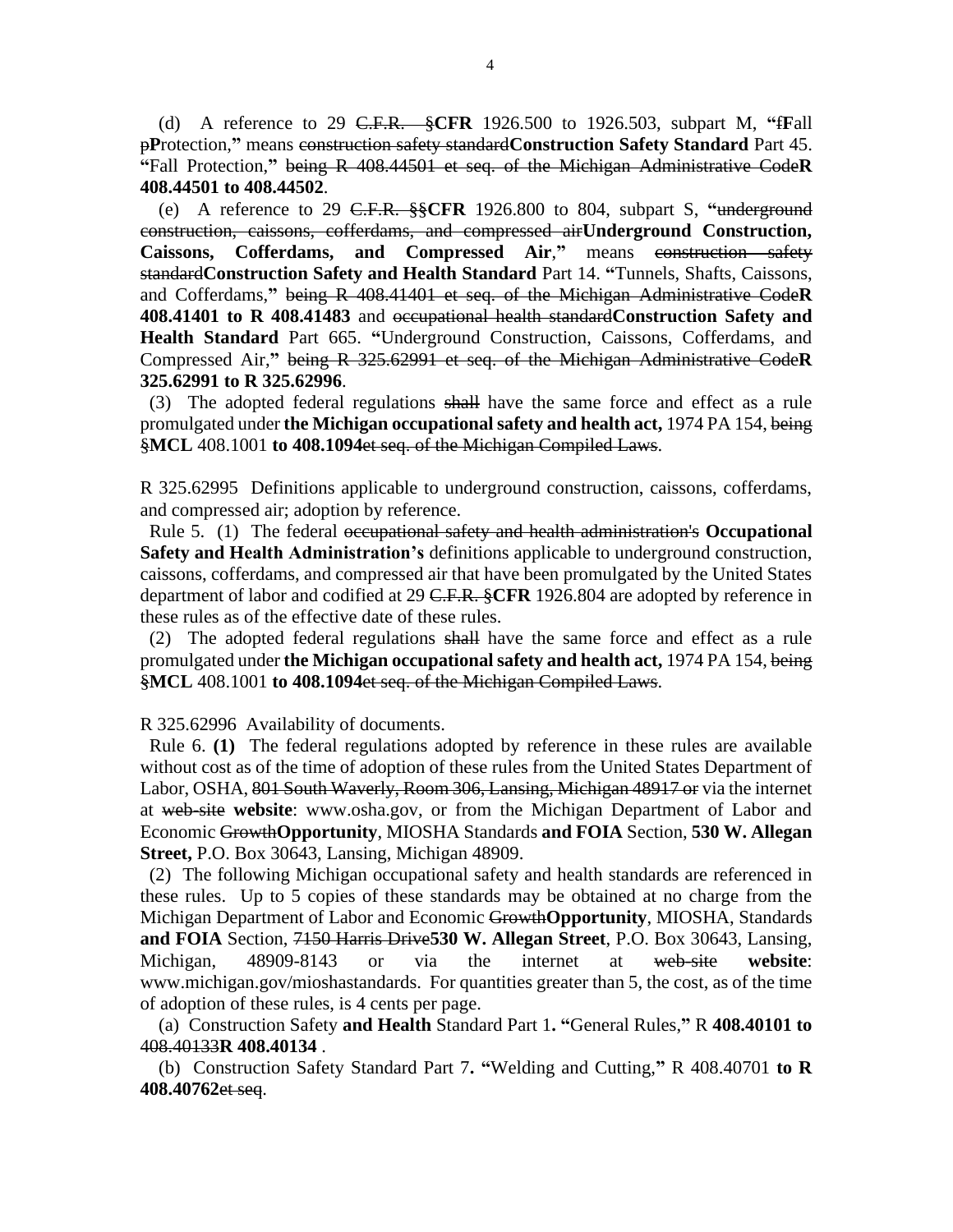(d) A reference to 29 ~~C.F.R. §~~**CFR** 1926.500 to 1926.503, subpart M, **"**~~f~~**F**all ~~p~~**P**rotection,**"** means ~~construction safety standard~~**Construction Safety Standard** Part 45. **"**Fall Protection,**"** ~~being R 408.44501 et seq. of the Michigan Administrative Code~~**R 408.44501 to R 408.44502**.

(e) A reference to 29 ~~C.F.R. §§~~**CFR** 1926.800 to 804, subpart S, **"**~~underground construction, caissons, cofferdams, and compressed air~~**Underground Construction, Caissons, Cofferdams, and Compressed Air**,**"** means ~~construction safety standard~~**Construction Safety and Health Standard** Part 14. **"**Tunnels, Shafts, Caissons, and Cofferdams,**"** ~~being R 408.41401 et seq. of the Michigan Administrative Code~~**R 408.41401 to R 408.41483** and ~~occupational health standard~~**Construction Safety and Health Standard** Part 665. **"**Underground Construction, Caissons, Cofferdams, and Compressed Air,**"** ~~being R 325.62991 et seq. of the Michigan Administrative Code~~**R 325.62991 to R 325.62996**.

(3) The adopted federal regulations ~~shall~~ have the same force and effect as a rule promulgated under **the Michigan occupational safety and health act,** 1974 PA 154, ~~being §~~**MCL** 408.1001 **to 408.1094**~~et seq. of the Michigan Compiled Laws~~.

R 325.62995 Definitions applicable to underground construction, caissons, cofferdams, and compressed air; adoption by reference.

Rule 5. (1) The federal ~~occupational safety and health administration's~~ **Occupational Safety and Health Administration's** definitions applicable to underground construction, caissons, cofferdams, and compressed air that have been promulgated by the United States department of labor and codified at 29 ~~C.F.R. §~~**CFR** 1926.804 are adopted by reference in these rules as of the effective date of these rules.

(2) The adopted federal regulations ~~shall~~ have the same force and effect as a rule promulgated under **the Michigan occupational safety and health act,** 1974 PA 154, ~~being §~~**MCL** 408.1001 **to 408.1094**~~et seq. of the Michigan Compiled Laws~~.

R 325.62996 Availability of documents.

Rule 6. **(1)** The federal regulations adopted by reference in these rules are available without cost as of the time of adoption of these rules from the United States Department of Labor, OSHA, ~~801 South Waverly, Room 306, Lansing, Michigan 48917 or~~ via the internet at ~~web-site~~ **website**: www.osha.gov, or from the Michigan Department of Labor and Economic ~~Growth~~**Opportunity**, MIOSHA Standards **and FOIA** Section, **530 W. Allegan Street,** P.O. Box 30643, Lansing, Michigan 48909.

(2) The following Michigan occupational safety and health standards are referenced in these rules. Up to 5 copies of these standards may be obtained at no charge from the Michigan Department of Labor and Economic ~~Growth~~**Opportunity**, MIOSHA, Standards **and FOIA** Section, ~~7150 Harris Drive~~**530 W. Allegan Street**, P.O. Box 30643, Lansing, Michigan, 48909-8143 or via the internet at ~~web-site~~ **website**: www.michigan.gov/mioshastandards. For quantities greater than 5, the cost, as of the time of adoption of these rules, is 4 cents per page.

(a) Construction Safety **and Health** Standard Part 1**. "**General Rules,**"** R **408.40101 to** ~~408.40133~~**R 408.40134** .

(b) Construction Safety Standard Part 7**. "**Welding and Cutting,**"** R 408.40701 **to R 408.40762**~~et seq~~.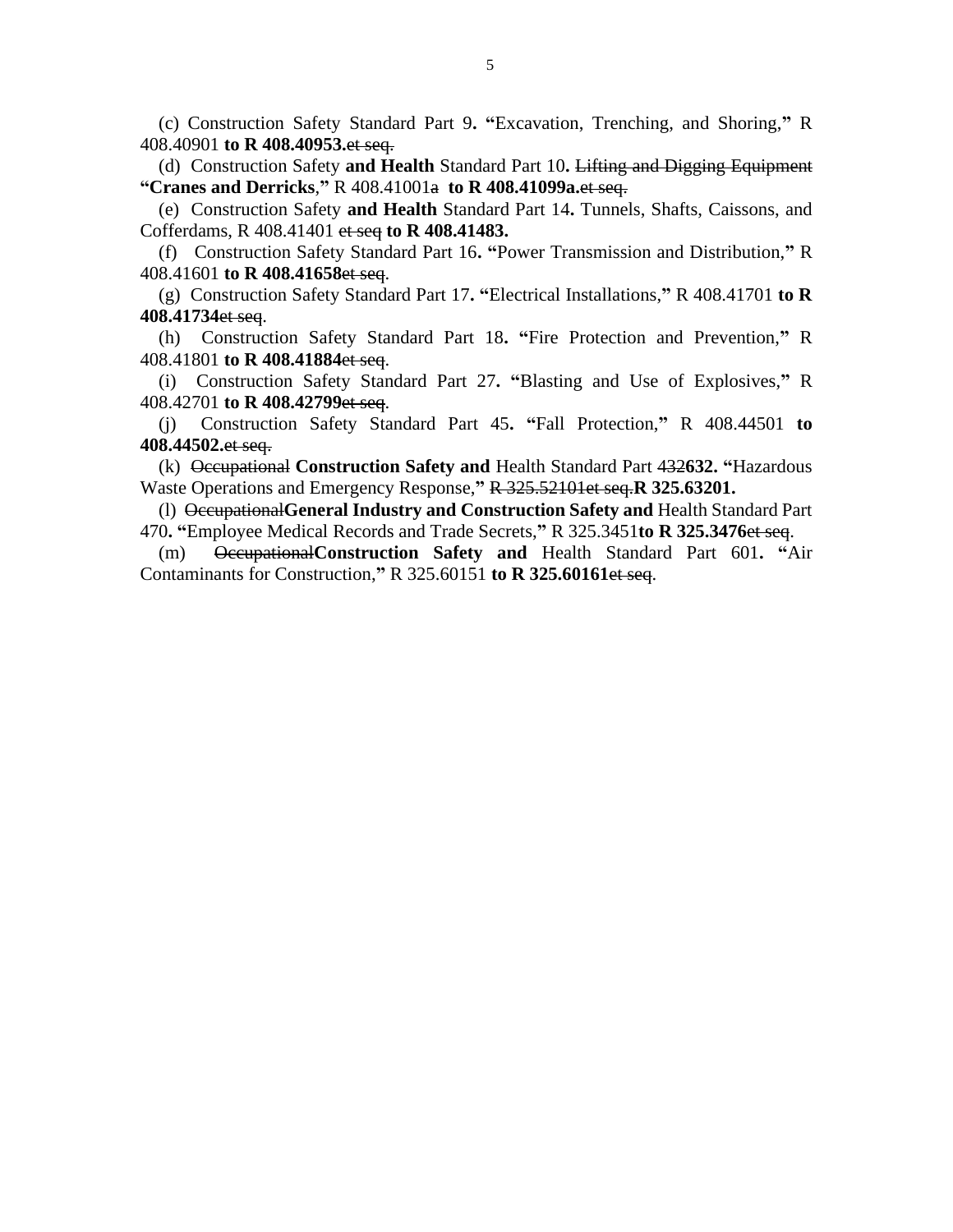(c) Construction Safety Standard Part 9**. "**Excavation, Trenching, and Shoring,**"** R 408.40901 **to R 408.40953.**~~et seq.~~

(d) Construction Safety **and Health** Standard Part 10**.** ~~Lifting and Digging Equipment~~ **"Cranes and Derricks**,**"** R 408.41001~~a~~ **to R 408.41099a.**~~et seq.~~

(e) Construction Safety **and Health** Standard Part 14**.** Tunnels, Shafts, Caissons, and Cofferdams, R 408.41401 ~~et seq~~ **to R 408.41483.**

(f) Construction Safety Standard Part 16**. "**Power Transmission and Distribution,**"** R 408.41601 **to R 408.41658**~~et seq~~.

(g) Construction Safety Standard Part 17**. "**Electrical Installations,**"** R 408.41701 **to R 408.41734**~~et seq~~.

(h) Construction Safety Standard Part 18**. "**Fire Protection and Prevention,**"** R 408.41801 **to R 408.41884**~~et seq~~.

(i) Construction Safety Standard Part 27**. "**Blasting and Use of Explosives,**"** R 408.42701 **to R 408.42799**~~et seq~~.

(j) Construction Safety Standard Part 45**. "**Fall Protection,**"** R 408.44501 **to 408.44502.**~~et seq.~~

(k) ~~Occupational~~ **Construction Safety and** Health Standard Part ~~432~~**632. "**Hazardous Waste Operations and Emergency Response,**"** ~~R 325.52101et seq.~~**R 325.63201.**

(l) ~~Occupational~~**General Industry and Construction Safety and** Health Standard Part 470**. "**Employee Medical Records and Trade Secrets,**"** R 325.3451**to R 325.3476**~~et seq~~.

(m) ~~Occupational~~**Construction Safety and** Health Standard Part 601**. "**Air Contaminants for Construction,**"** R 325.60151 **to R 325.60161**~~et seq~~.